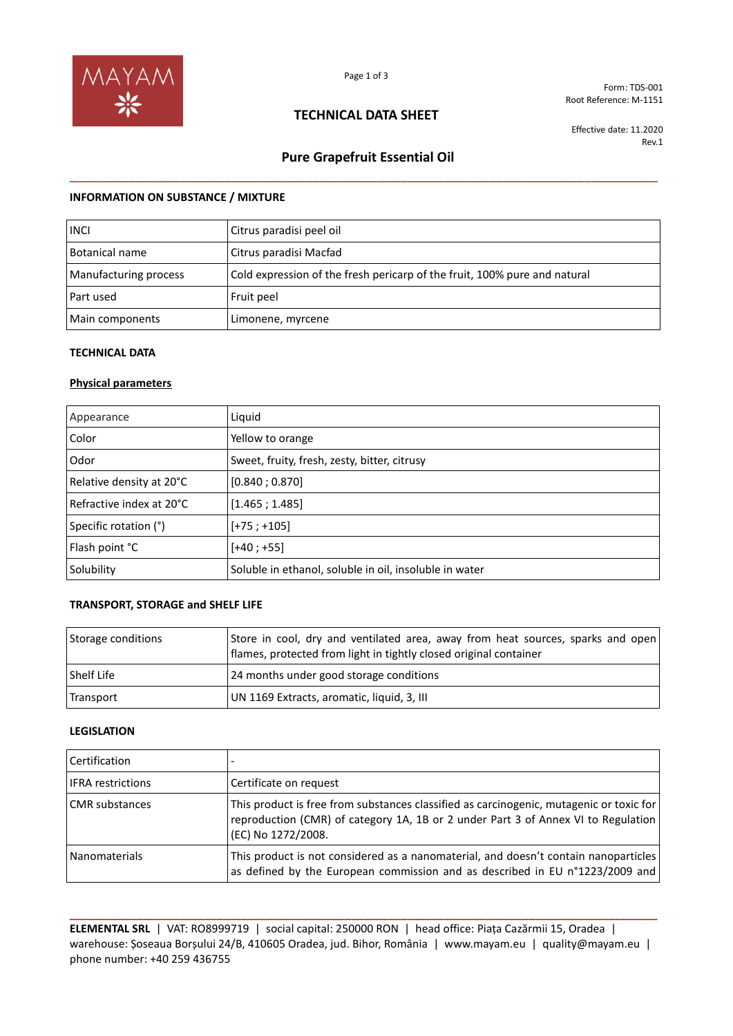Form: TDS-001
Root Reference: M-1151

# TECHNICAL DATA SHEET

Effective date: 11.2020
Rev.1

## Pure Grapefruit Essential Oil

### INFORMATION ON SUBSTANCE / MIXTURE

| | |
|---|---|
| INCI | Citrus paradisi peel oil |
| Botanical name | Citrus paradisi Macfad |
| Manufacturing process | Cold expression of the fresh pericarp of the fruit, 100% pure and natural |
| Part used | Fruit peel |
| Main components | Limonene, myrcene |

### TECHNICAL DATA

**Physical parameters**

| | |
|---|---|
| Appearance | Liquid |
| Color | Yellow to orange |
| Odor | Sweet, fruity, fresh, zesty, bitter, citrusy |
| Relative density at 20°C | [0.840 ; 0.870] |
| Refractive index at 20°C | [1.465 ; 1.485] |
| Specific rotation (°) | [+75 ; +105] |
| Flash point °C | [+40 ; +55] |
| Solubility | Soluble in ethanol, soluble in oil, insoluble in water |

### TRANSPORT, STORAGE and SHELF LIFE

| | |
|---|---|
| Storage conditions | Store in cool, dry and ventilated area, away from heat sources, sparks and open flames, protected from light in tightly closed original container |
| Shelf Life | 24 months under good storage conditions |
| Transport | UN 1169 Extracts, aromatic, liquid, 3, III |

### LEGISLATION

| | |
|---|---|
| Certification | - |
| IFRA restrictions | Certificate on request |
| CMR substances | This product is free from substances classified as carcinogenic, mutagenic or toxic for reproduction (CMR) of category 1A, 1B or 2 under Part 3 of Annex VI to Regulation (EC) No 1272/2008. |
| Nanomaterials | This product is not considered as a nanomaterial, and doesn't contain nanoparticles as defined by the European commission and as described in EU n°1223/2009 and |

**ELEMENTAL SRL** | VAT: RO8999719 | social capital: 250000 RON | head office: Piața Cazărmii 15, Oradea | warehouse: Șoseaua Borșului 24/B, 410605 Oradea, jud. Bihor, România | www.mayam.eu | quality@mayam.eu | phone number: +40 259 436755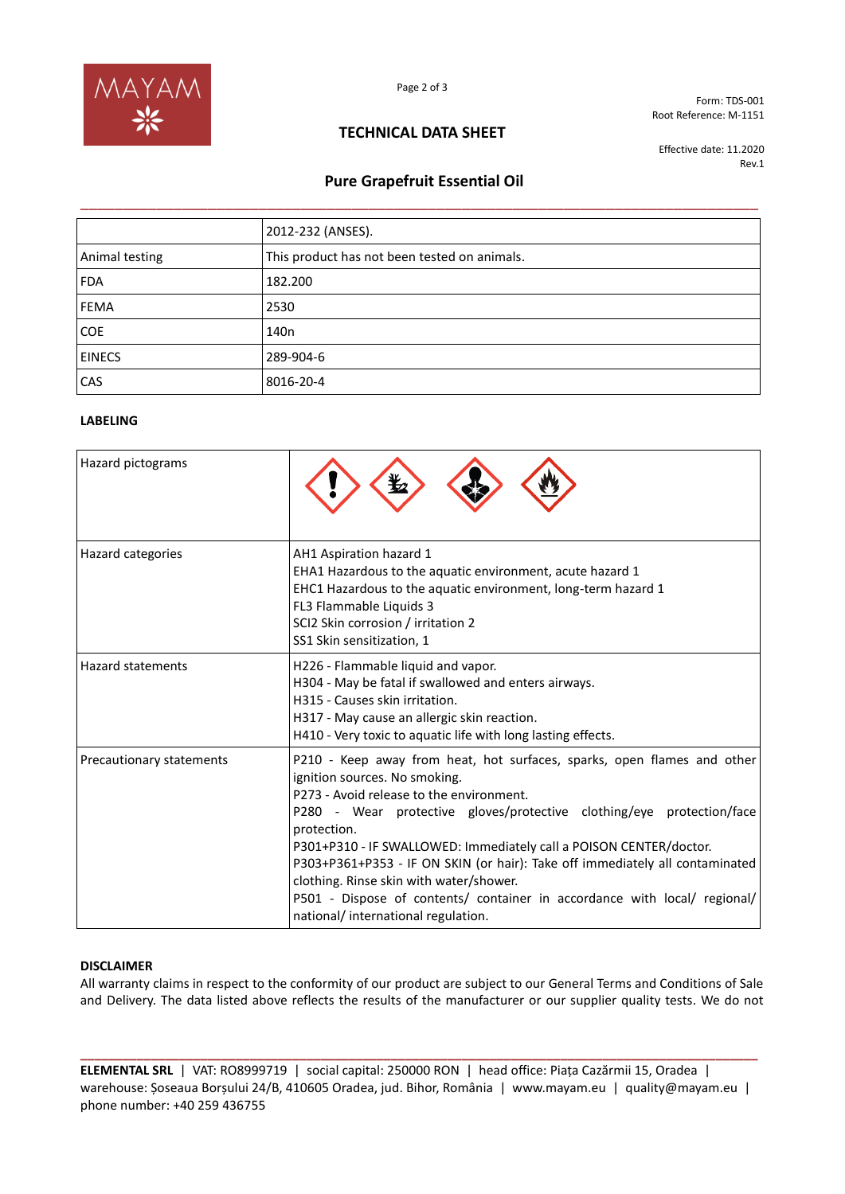| | 2012-232 (ANSES). |
|---|---|
| Animal testing | This product has not been tested on animals. |
| FDA | 182.200 |
| FEMA | 2530 |
| COE | 140n |
| EINECS | 289-904-6 |
| CAS | 8016-20-4 |

**LABELING**

| Hazard pictograms | |
|---|---|
| Hazard categories | AH1 Aspiration hazard 1<br>EHA1 Hazardous to the aquatic environment, acute hazard 1<br>EHC1 Hazardous to the aquatic environment, long-term hazard 1<br>FL3 Flammable Liquids 3<br>SCI2 Skin corrosion / irritation 2<br>SS1 Skin sensitization, 1 |
| Hazard statements | H226 - Flammable liquid and vapor.<br>H304 - May be fatal if swallowed and enters airways.<br>H315 - Causes skin irritation.<br>H317 - May cause an allergic skin reaction.<br>H410 - Very toxic to aquatic life with long lasting effects. |
| Precautionary statements | P210 - Keep away from heat, hot surfaces, sparks, open flames and other ignition sources. No smoking.<br>P273 - Avoid release to the environment.<br>P280 - Wear protective gloves/protective clothing/eye protection/face protection.<br>P301+P310 - IF SWALLOWED: Immediately call a POISON CENTER/doctor.<br>P303+P361+P353 - IF ON SKIN (or hair): Take off immediately all contaminated clothing. Rinse skin with water/shower.<br>P501 - Dispose of contents/ container in accordance with local/ regional/ national/ international regulation. |

**DISCLAIMER**

All warranty claims in respect to the conformity of our product are subject to our General Terms and Conditions of Sale and Delivery. The data listed above reflects the results of the manufacturer or our supplier quality tests. We do not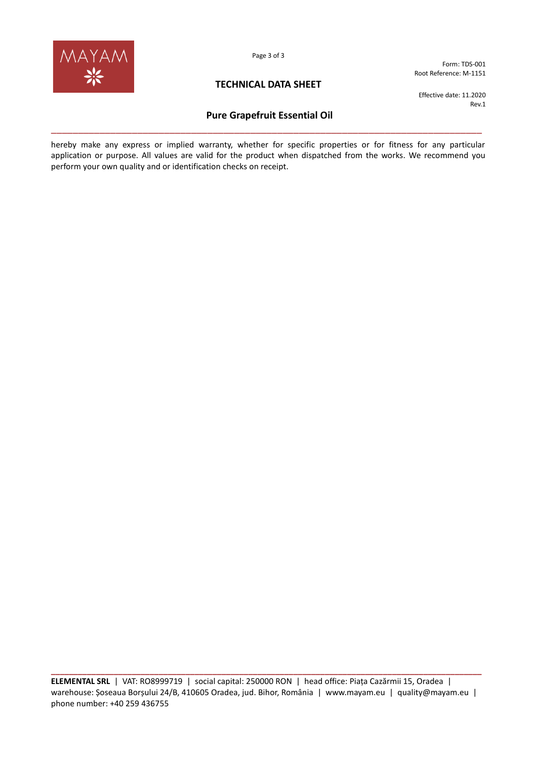hereby make any express or implied warranty, whether for specific properties or for fitness for any particular application or purpose. All values are valid for the product when dispatched from the works. We recommend you perform your own quality and or identification checks on receipt.